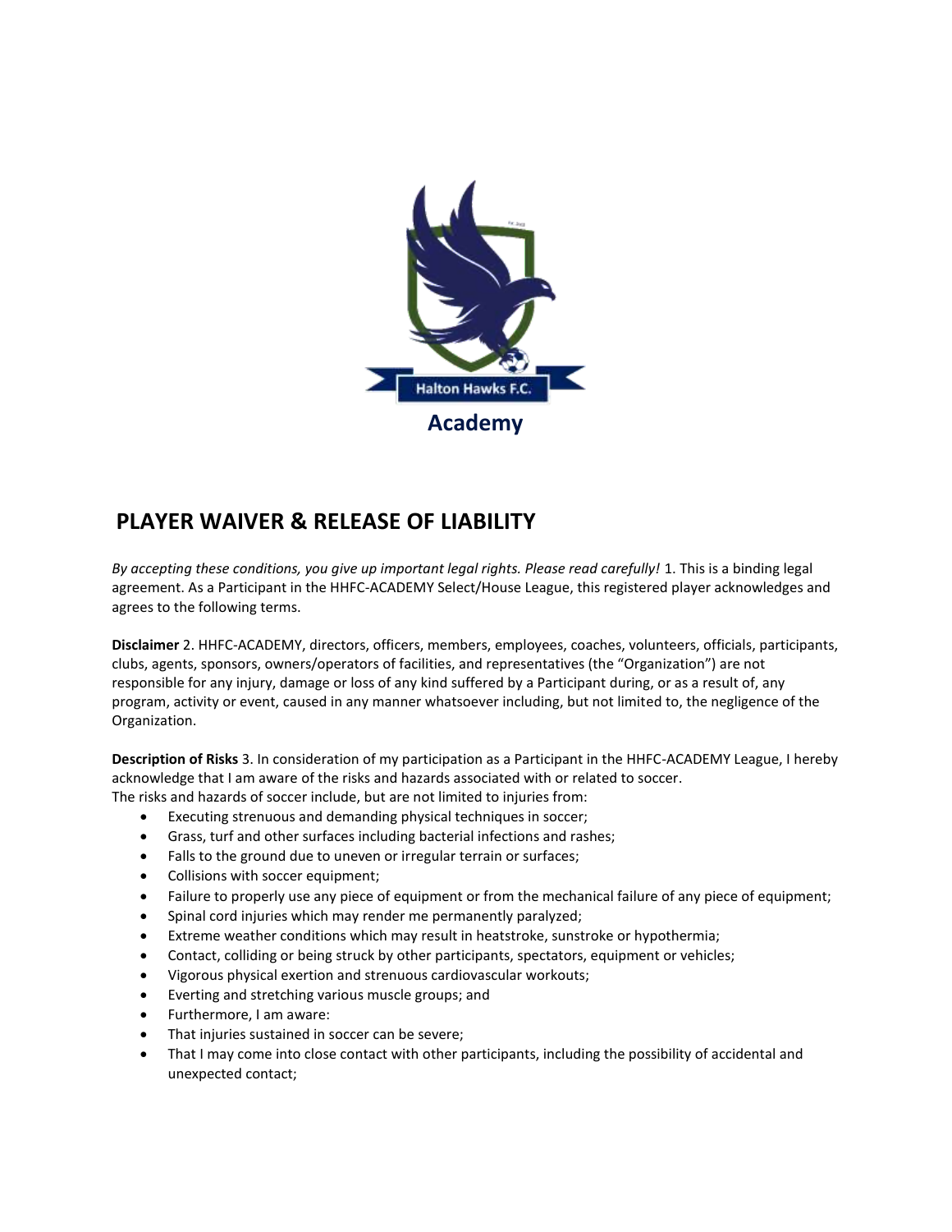Halton Hawks F.C.

**Academy**

# PLAYER WAIVER & RELEASE OF LIABILITY

*By accepting these conditions, you give up important legal rights. Please read carefully!* 1. This is a binding legal agreement. As a Participant in the HHFC-ACADEMY Select/House League, this registered player acknowledges and agrees to the following terms.

**Disclaimer** 2. HHFC-ACADEMY, directors, officers, members, employees, coaches, volunteers, officials, participants, clubs, agents, sponsors, owners/operators of facilities, and representatives (the "Organization") are not responsible for any injury, damage or loss of any kind suffered by a Participant during, or as a result of, any program, activity or event, caused in any manner whatsoever including, but not limited to, the negligence of the Organization.

**Description of Risks** 3. In consideration of my participation as a Participant in the HHFC-ACADEMY League, I hereby acknowledge that I am aware of the risks and hazards associated with or related to soccer.
The risks and hazards of soccer include, but are not limited to injuries from:

- Executing strenuous and demanding physical techniques in soccer;
- Grass, turf and other surfaces including bacterial infections and rashes;
- Falls to the ground due to uneven or irregular terrain or surfaces;
- Collisions with soccer equipment;
- Failure to properly use any piece of equipment or from the mechanical failure of any piece of equipment;
- Spinal cord injuries which may render me permanently paralyzed;
- Extreme weather conditions which may result in heatstroke, sunstroke or hypothermia;
- Contact, colliding or being struck by other participants, spectators, equipment or vehicles;
- Vigorous physical exertion and strenuous cardiovascular workouts;
- Everting and stretching various muscle groups; and
- Furthermore, I am aware:
- That injuries sustained in soccer can be severe;
- That I may come into close contact with other participants, including the possibility of accidental and unexpected contact;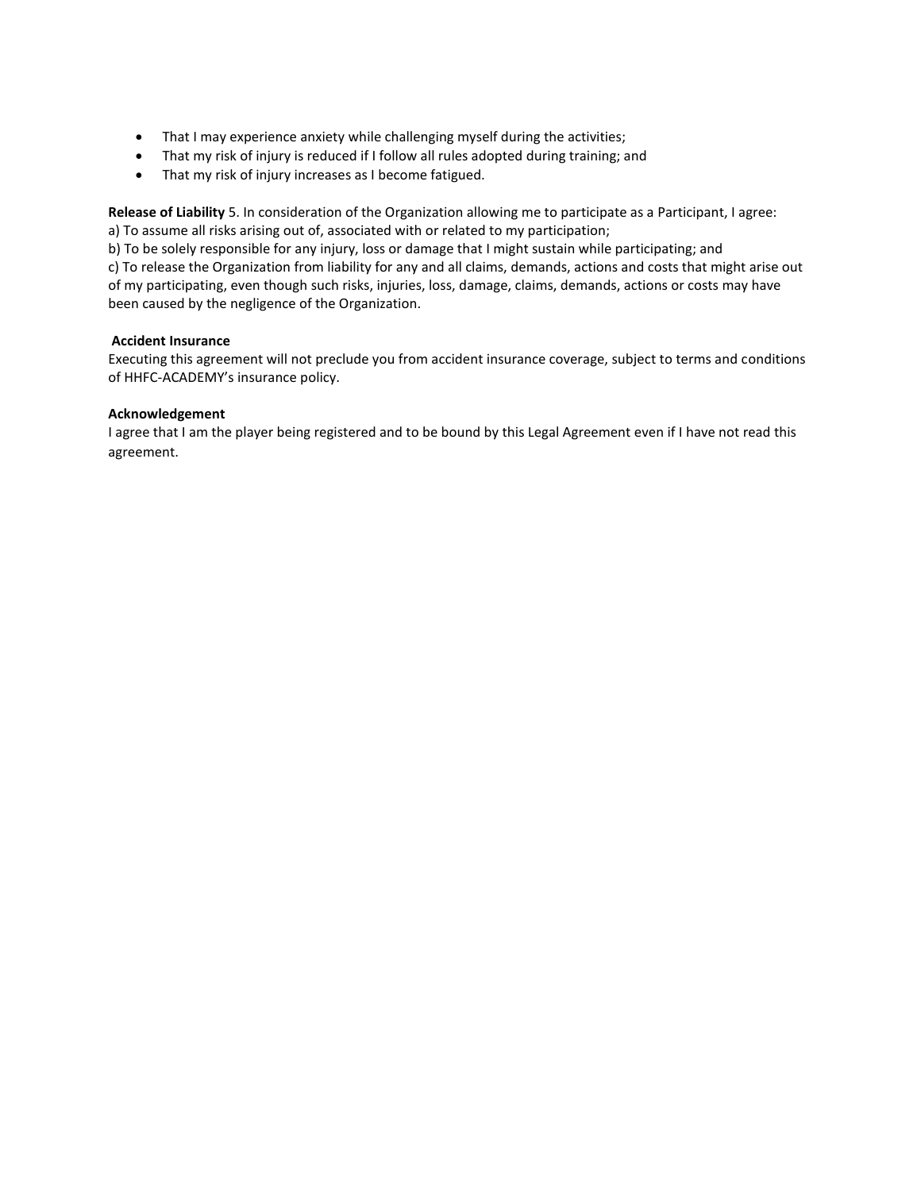- That I may experience anxiety while challenging myself during the activities;
- That my risk of injury is reduced if I follow all rules adopted during training; and
- That my risk of injury increases as I become fatigued.

**Release of Liability** 5. In consideration of the Organization allowing me to participate as a Participant, I agree:

a) To assume all risks arising out of, associated with or related to my participation;

b) To be solely responsible for any injury, loss or damage that I might sustain while participating; and

c) To release the Organization from liability for any and all claims, demands, actions and costs that might arise out of my participating, even though such risks, injuries, loss, damage, claims, demands, actions or costs may have been caused by the negligence of the Organization.

**Accident Insurance**

Executing this agreement will not preclude you from accident insurance coverage, subject to terms and conditions of HHFC-ACADEMY's insurance policy.

**Acknowledgement**

I agree that I am the player being registered and to be bound by this Legal Agreement even if I have not read this agreement.